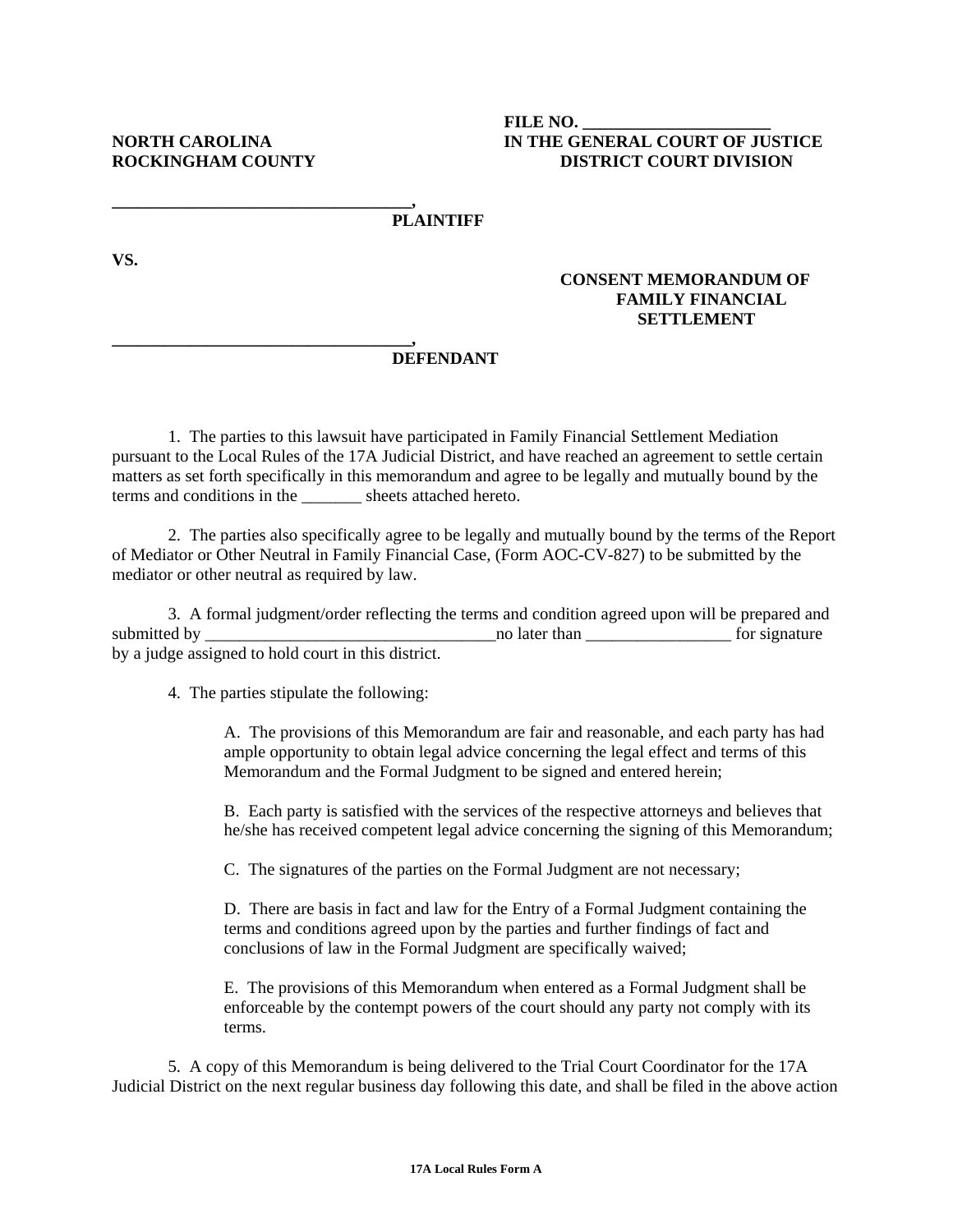**FILE NO. ______________________**

**NORTH CAROLINA** **IN THE GENERAL COURT OF JUSTICE**
**ROCKINGHAM COUNTY** **DISTRICT COURT DIVISION**

**__________________________________,**
**PLAINTIFF**

**VS.**

**CONSENT MEMORANDUM OF FAMILY FINANCIAL SETTLEMENT**

**__________________________________,**
**DEFENDANT**

1. The parties to this lawsuit have participated in Family Financial Settlement Mediation pursuant to the Local Rules of the 17A Judicial District, and have reached an agreement to settle certain matters as set forth specifically in this memorandum and agree to be legally and mutually bound by the terms and conditions in the _______ sheets attached hereto.

2. The parties also specifically agree to be legally and mutually bound by the terms of the Report of Mediator or Other Neutral in Family Financial Case, (Form AOC-CV-827) to be submitted by the mediator or other neutral as required by law.

3. A formal judgment/order reflecting the terms and condition agreed upon will be prepared and submitted by __________________________________no later than _________________ for signature by a judge assigned to hold court in this district.

4. The parties stipulate the following:

A. The provisions of this Memorandum are fair and reasonable, and each party has had ample opportunity to obtain legal advice concerning the legal effect and terms of this Memorandum and the Formal Judgment to be signed and entered herein;

B. Each party is satisfied with the services of the respective attorneys and believes that he/she has received competent legal advice concerning the signing of this Memorandum;

C. The signatures of the parties on the Formal Judgment are not necessary;

D. There are basis in fact and law for the Entry of a Formal Judgment containing the terms and conditions agreed upon by the parties and further findings of fact and conclusions of law in the Formal Judgment are specifically waived;

E. The provisions of this Memorandum when entered as a Formal Judgment shall be enforceable by the contempt powers of the court should any party not comply with its terms.

5. A copy of this Memorandum is being delivered to the Trial Court Coordinator for the 17A Judicial District on the next regular business day following this date, and shall be filed in the above action

**17A Local Rules Form A**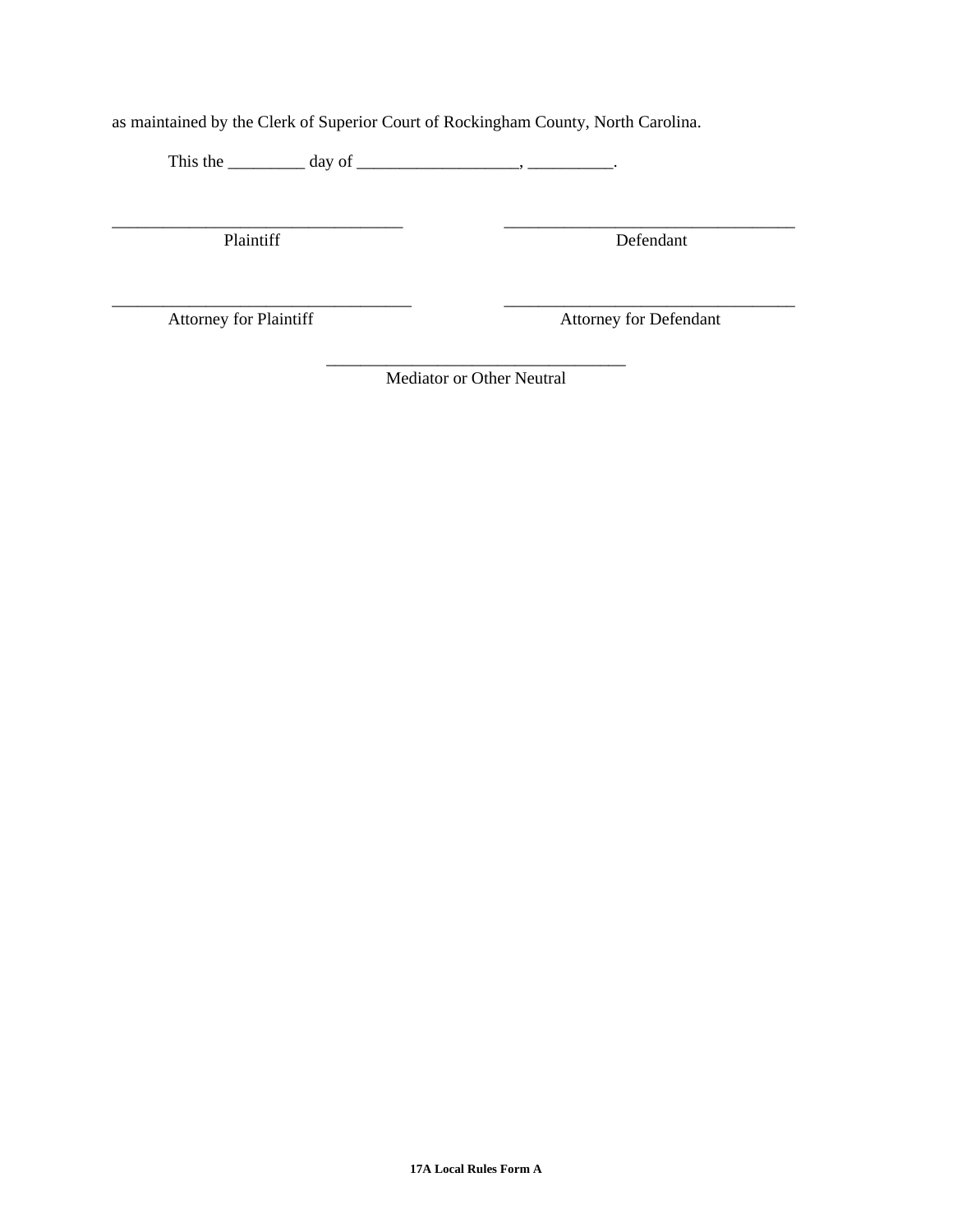as maintained by the Clerk of Superior Court of Rockingham County, North Carolina.

This the _________ day of ___________________, __________.

| | |
|---|---|
| ___________________________________ | ___________________________________ |
| Plaintiff | Defendant |
| ___________________________________ | ___________________________________ |
| Attorney for Plaintiff | Attorney for Defendant |

___________________________________
Mediator or Other Neutral

**17A Local Rules Form A**